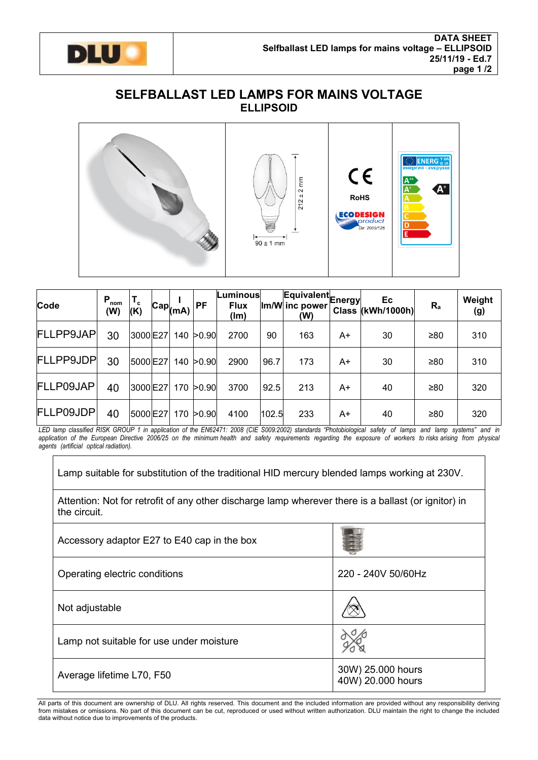# SELFBALLAST LED LAMPS FOR MAINS VOLTAGE
## ELLIPSOID

212 ± 2 mm

90 ± 1 mm

RoHS

ECODESIGN product Dir. 2009/125

| Code | $P_{nom}$ (W) | $T_c$ (K) | Cap | I (mA) | PF | Luminous Flux (lm) | lm/W | Equivalent inc power (W) | Energy Class | Ec (kWh/1000h) | $R_a$ | Weight (g) |
|---|---|---|---|---|---|---|---|---|---|---|---|---|
| FLLPP9JAP | 30 | 3000 | E27 | 140 | >0.90 | 2700 | 90 | 163 | A+ | 30 | ≥80 | 310 |
| FLLPP9JDP | 30 | 5000 | E27 | 140 | >0.90 | 2900 | 96.7 | 173 | A+ | 30 | ≥80 | 310 |
| FLLP09JAP | 40 | 3000 | E27 | 170 | >0.90 | 3700 | 92.5 | 213 | A+ | 40 | ≥80 | 320 |
| FLLP09JDP | 40 | 5000 | E27 | 170 | >0.90 | 4100 | 102.5 | 233 | A+ | 40 | ≥80 | 320 |

*LED lamp classified RISK GROUP 1 in application of the EN62471: 2008 (CIE S009:2002) standards "Photobiological safety of lamps and lamp systems" and in application of the European Directive 2006/25 on the minimum health and safety requirements regarding the exposure of workers to risks arising from physical agents (artificial optical radiation).*

| | |
|---|---|
| Lamp suitable for substitution of the traditional HID mercury blended lamps working at 230V. | |
| Attention: Not for retrofit of any other discharge lamp wherever there is a ballast (or ignitor) in the circuit. | |
| Accessory adaptor E27 to E40 cap in the box | |
| Operating electric conditions | 220 - 240V 50/60Hz |
| Not adjustable | |
| Lamp not suitable for use under moisture | |
| Average lifetime L70, F50 | 30W) 25.000 hours<br>40W) 20.000 hours |

All parts of this document are ownership of DLU. All rights reserved. This document and the included information are provided without any responsibility deriving from mistakes or omissions. No part of this document can be cut, reproduced or used without written authorization. DLU maintain the right to change the included data without notice due to improvements of the products.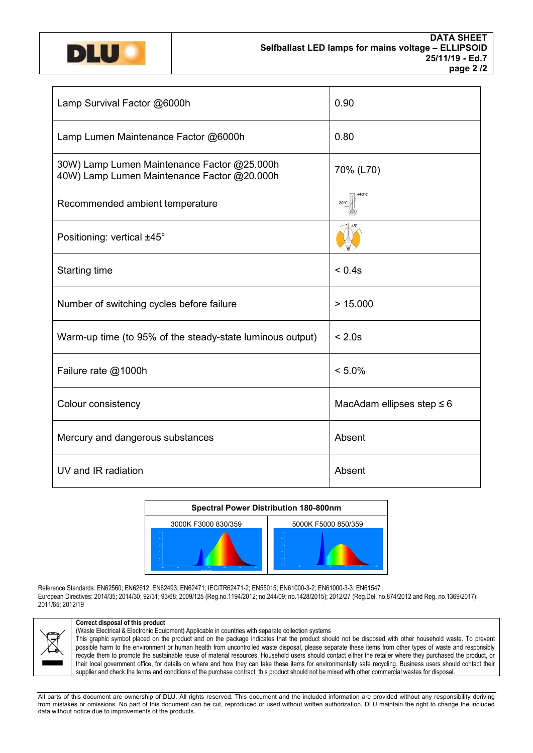| | |
|---|---|
| Lamp Survival Factor @6000h | 0.90 |
| Lamp Lumen Maintenance Factor @6000h | 0.80 |
| 30W) Lamp Lumen Maintenance Factor @25.000h<br>40W) Lamp Lumen Maintenance Factor @20.000h | 70% (L70) |
| Recommended ambient temperature | -20°C +40°C |
| Positioning: vertical ±45° | 45° |
| Starting time | < 0.4s |
| Number of switching cycles before failure | > 15.000 |
| Warm-up time (to 95% of the steady-state luminous output) | < 2.0s |
| Failure rate @1000h | < 5.0% |
| Colour consistency | MacAdam ellipses step ≤ 6 |
| Mercury and dangerous substances | Absent |
| UV and IR radiation | Absent |

**Spectral Power Distribution 180-800nm**

3000K F3000 830/359

5000K F5000 850/359

Reference Standards: EN62560; EN62612; EN62493; EN62471; IEC/TR62471-2; EN55015; EN61000-3-2; EN61000-3-3; EN61547
European Directives: 2014/35; 2014/30; 92/31; 93/68; 2009/125 (Reg.no.1194/2012; no.244/09; no.1428/2015); 2012/27 (Reg.Del. no.874/2012 and Reg. no.1369/2017); 2011/65; 2012/19

**Correct disposal of this product**
(Waste Electrical & Electronic Equipment) Applicable in countries with separate collection systems
This graphic symbol placed on the product and on the package indicates that the product should not be disposed with other household waste. To prevent possible harm to the environment or human health from uncontrolled waste disposal, please separate these items from other types of waste and responsibly recycle them to promote the sustainable reuse of material resources. Household users should contact either the retailer where they purchased the product, or their local government office, for details on where and how they can take these items for environmentally safe recycling. Business users should contact their supplier and check the terms and conditions of the purchase contract; this product should not be mixed with other commercial wastes for disposal.

All parts of this document are ownership of DLU. All rights reserved. This document and the included information are provided without any responsibility deriving from mistakes or omissions. No part of this document can be cut, reproduced or used without written authorization. DLU maintain the right to change the included data without notice due to improvements of the products.